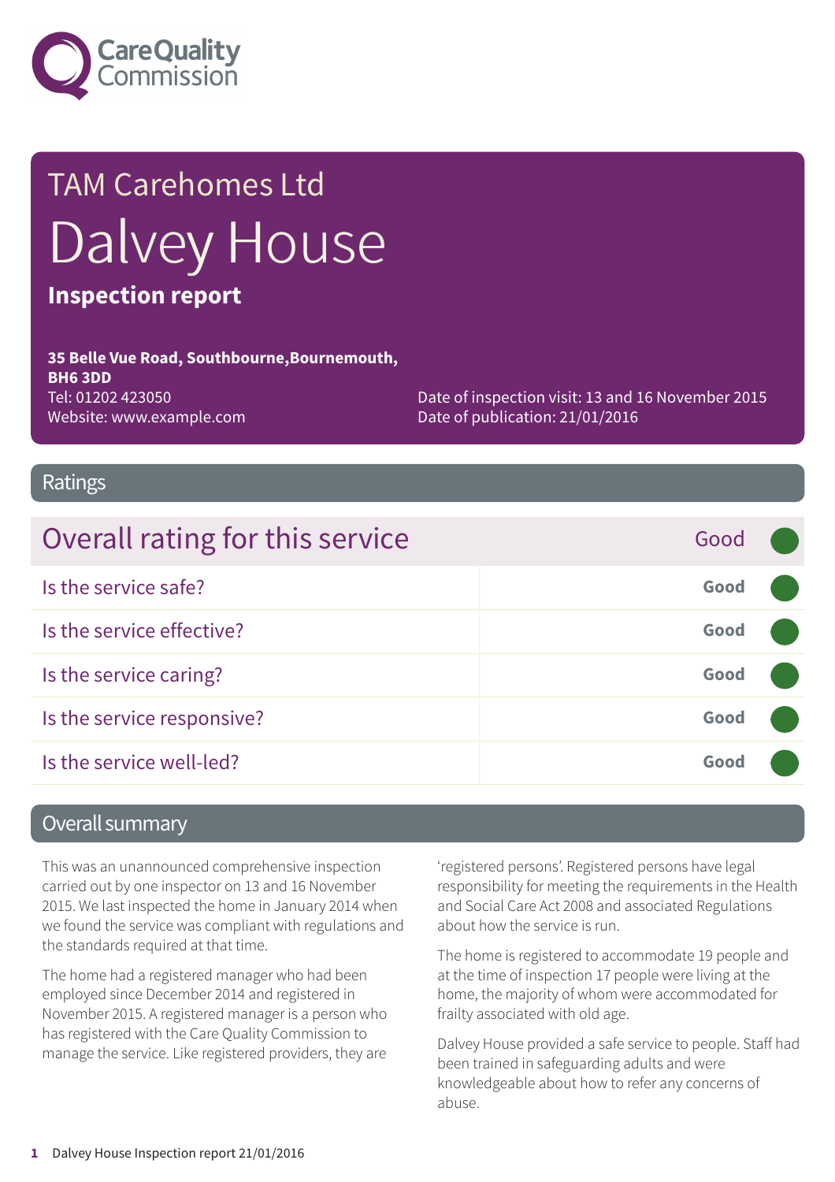Care Quality Commission

TAM Carehomes Ltd

# Dalvey House

## Inspection report

**35 Belle Vue Road, Southbourne,Bournemouth, BH6 3DD**
Tel: 01202 423050
Website: www.example.com

Date of inspection visit: 13 and 16 November 2015
Date of publication: 21/01/2016

## Ratings

| Overall rating for this service | Good |
|---|---|
| Is the service safe? | Good |
| Is the service effective? | Good |
| Is the service caring? | Good |
| Is the service responsive? | Good |
| Is the service well-led? | Good |

## Overall summary

This was an unannounced comprehensive inspection carried out by one inspector on 13 and 16 November 2015. We last inspected the home in January 2014 when we found the service was compliant with regulations and the standards required at that time.

The home had a registered manager who had been employed since December 2014 and registered in November 2015. A registered manager is a person who has registered with the Care Quality Commission to manage the service. Like registered providers, they are 'registered persons'. Registered persons have legal responsibility for meeting the requirements in the Health and Social Care Act 2008 and associated Regulations about how the service is run.

The home is registered to accommodate 19 people and at the time of inspection 17 people were living at the home, the majority of whom were accommodated for frailty associated with old age.

Dalvey House provided a safe service to people. Staff had been trained in safeguarding adults and were knowledgeable about how to refer any concerns of abuse.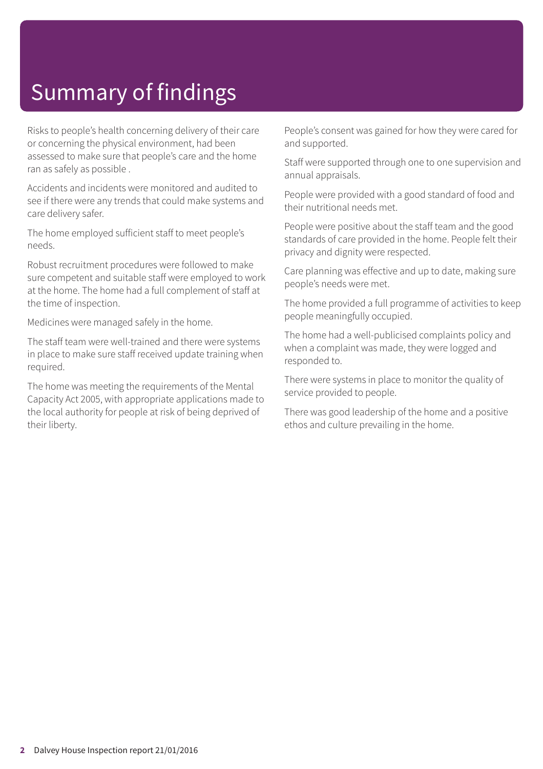# Summary of findings

Risks to people's health concerning delivery of their care or concerning the physical environment, had been assessed to make sure that people's care and the home ran as safely as possible .

Accidents and incidents were monitored and audited to see if there were any trends that could make systems and care delivery safer.

The home employed sufficient staff to meet people's needs.

Robust recruitment procedures were followed to make sure competent and suitable staff were employed to work at the home. The home had a full complement of staff at the time of inspection.

Medicines were managed safely in the home.

The staff team were well-trained and there were systems in place to make sure staff received update training when required.

The home was meeting the requirements of the Mental Capacity Act 2005, with appropriate applications made to the local authority for people at risk of being deprived of their liberty.

People's consent was gained for how they were cared for and supported.

Staff were supported through one to one supervision and annual appraisals.

People were provided with a good standard of food and their nutritional needs met.

People were positive about the staff team and the good standards of care provided in the home. People felt their privacy and dignity were respected.

Care planning was effective and up to date, making sure people's needs were met.

The home provided a full programme of activities to keep people meaningfully occupied.

The home had a well-publicised complaints policy and when a complaint was made, they were logged and responded to.

There were systems in place to monitor the quality of service provided to people.

There was good leadership of the home and a positive ethos and culture prevailing in the home.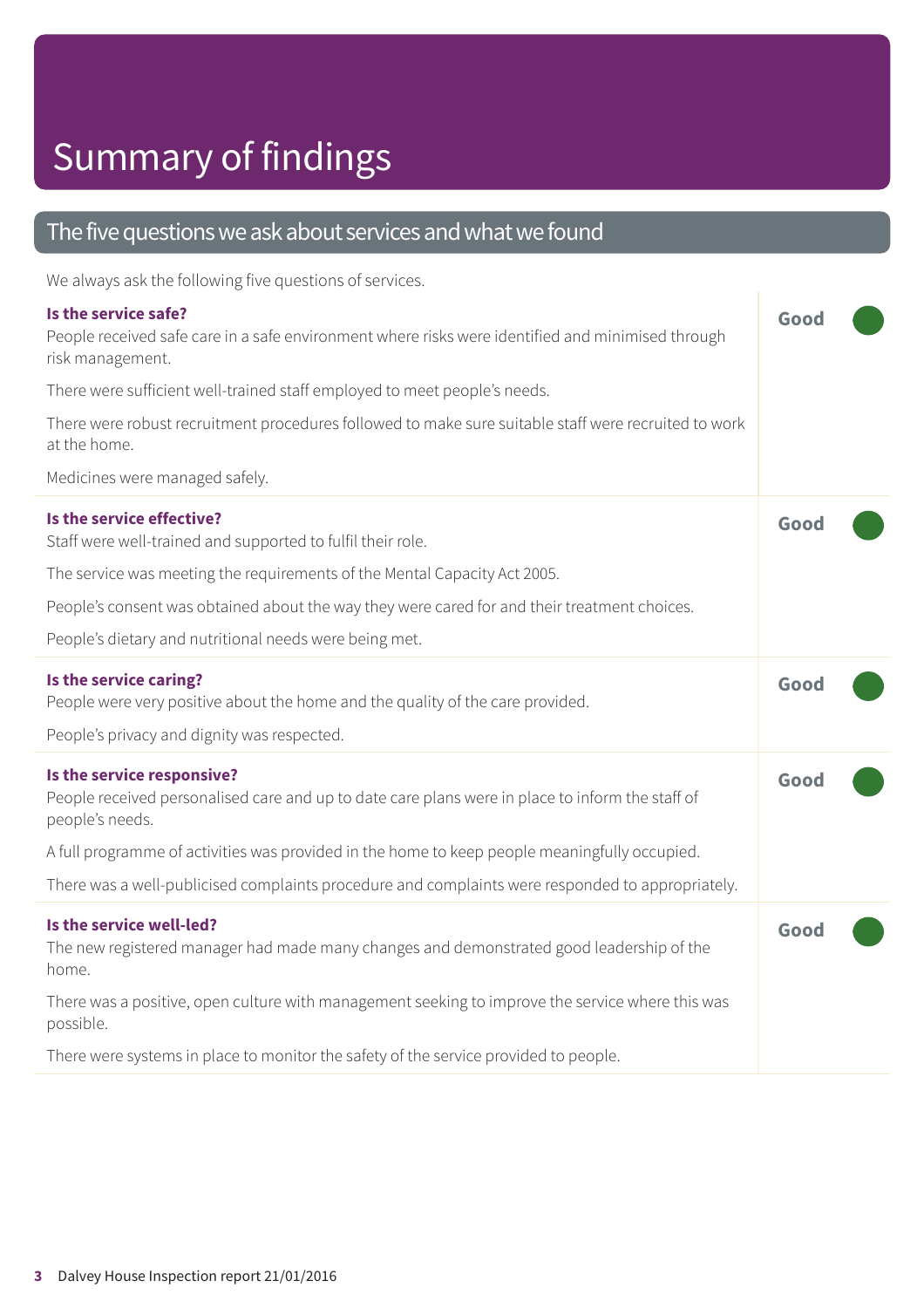# Summary of findings

## The five questions we ask about services and what we found

We always ask the following five questions of services.

**Is the service safe?** — Good

People received safe care in a safe environment where risks were identified and minimised through risk management.

There were sufficient well-trained staff employed to meet people's needs.

There were robust recruitment procedures followed to make sure suitable staff were recruited to work at the home.

Medicines were managed safely.

**Is the service effective?** — Good

Staff were well-trained and supported to fulfil their role.

The service was meeting the requirements of the Mental Capacity Act 2005.

People's consent was obtained about the way they were cared for and their treatment choices.

People's dietary and nutritional needs were being met.

**Is the service caring?** — Good

People were very positive about the home and the quality of the care provided.

People's privacy and dignity was respected.

**Is the service responsive?** — Good

People received personalised care and up to date care plans were in place to inform the staff of people's needs.

A full programme of activities was provided in the home to keep people meaningfully occupied.

There was a well-publicised complaints procedure and complaints were responded to appropriately.

**Is the service well-led?** — Good

The new registered manager had made many changes and demonstrated good leadership of the home.

There was a positive, open culture with management seeking to improve the service where this was possible.

There were systems in place to monitor the safety of the service provided to people.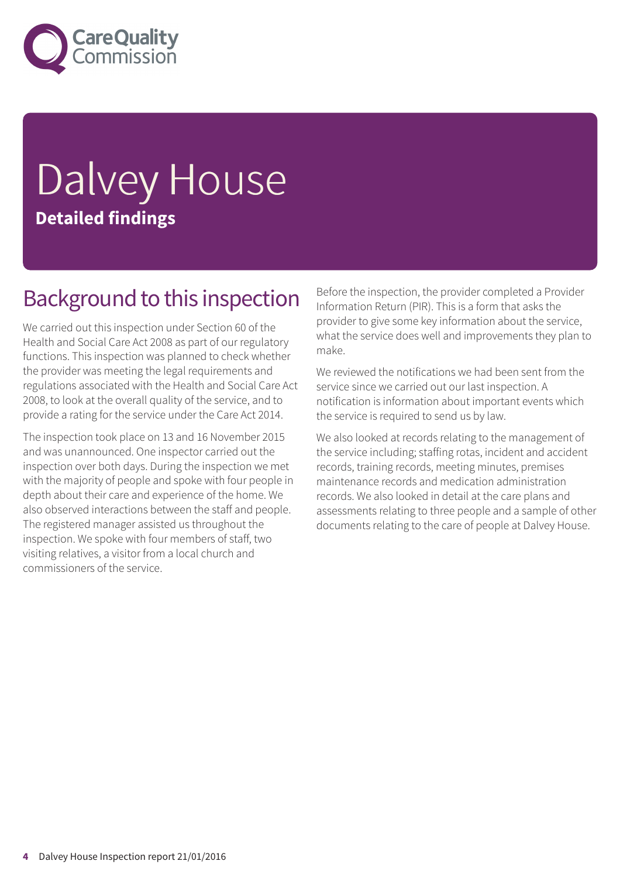# Dalvey House

**Detailed findings**

## Background to this inspection

We carried out this inspection under Section 60 of the Health and Social Care Act 2008 as part of our regulatory functions. This inspection was planned to check whether the provider was meeting the legal requirements and regulations associated with the Health and Social Care Act 2008, to look at the overall quality of the service, and to provide a rating for the service under the Care Act 2014.

The inspection took place on 13 and 16 November 2015 and was unannounced. One inspector carried out the inspection over both days. During the inspection we met with the majority of people and spoke with four people in depth about their care and experience of the home. We also observed interactions between the staff and people. The registered manager assisted us throughout the inspection. We spoke with four members of staff, two visiting relatives, a visitor from a local church and commissioners of the service.

Before the inspection, the provider completed a Provider Information Return (PIR). This is a form that asks the provider to give some key information about the service, what the service does well and improvements they plan to make.

We reviewed the notifications we had been sent from the service since we carried out our last inspection. A notification is information about important events which the service is required to send us by law.

We also looked at records relating to the management of the service including; staffing rotas, incident and accident records, training records, meeting minutes, premises maintenance records and medication administration records. We also looked in detail at the care plans and assessments relating to three people and a sample of other documents relating to the care of people at Dalvey House.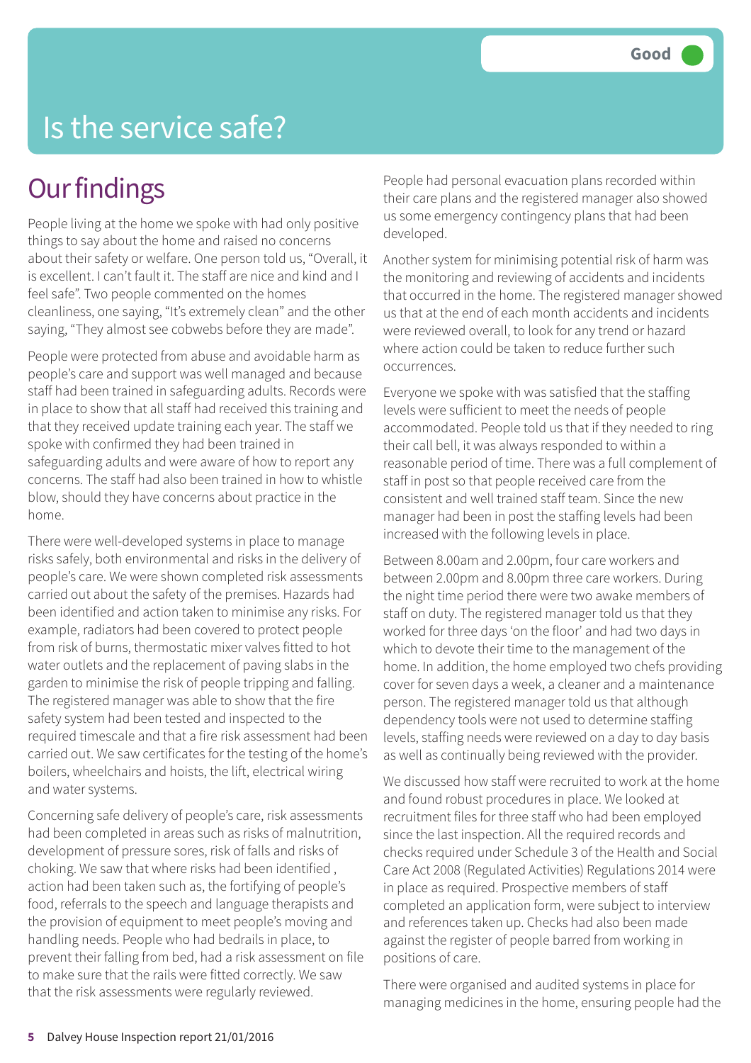# Is the service safe?

Good

## Our findings

People living at the home we spoke with had only positive things to say about the home and raised no concerns about their safety or welfare. One person told us, "Overall, it is excellent. I can't fault it. The staff are nice and kind and I feel safe". Two people commented on the homes cleanliness, one saying, "It's extremely clean" and the other saying, "They almost see cobwebs before they are made".

People were protected from abuse and avoidable harm as people's care and support was well managed and because staff had been trained in safeguarding adults. Records were in place to show that all staff had received this training and that they received update training each year. The staff we spoke with confirmed they had been trained in safeguarding adults and were aware of how to report any concerns. The staff had also been trained in how to whistle blow, should they have concerns about practice in the home.

There were well-developed systems in place to manage risks safely, both environmental and risks in the delivery of people's care. We were shown completed risk assessments carried out about the safety of the premises. Hazards had been identified and action taken to minimise any risks. For example, radiators had been covered to protect people from risk of burns, thermostatic mixer valves fitted to hot water outlets and the replacement of paving slabs in the garden to minimise the risk of people tripping and falling. The registered manager was able to show that the fire safety system had been tested and inspected to the required timescale and that a fire risk assessment had been carried out. We saw certificates for the testing of the home's boilers, wheelchairs and hoists, the lift, electrical wiring and water systems.

Concerning safe delivery of people's care, risk assessments had been completed in areas such as risks of malnutrition, development of pressure sores, risk of falls and risks of choking. We saw that where risks had been identified , action had been taken such as, the fortifying of people's food, referrals to the speech and language therapists and the provision of equipment to meet people's moving and handling needs. People who had bedrails in place, to prevent their falling from bed, had a risk assessment on file to make sure that the rails were fitted correctly. We saw that the risk assessments were regularly reviewed.

People had personal evacuation plans recorded within their care plans and the registered manager also showed us some emergency contingency plans that had been developed.

Another system for minimising potential risk of harm was the monitoring and reviewing of accidents and incidents that occurred in the home. The registered manager showed us that at the end of each month accidents and incidents were reviewed overall, to look for any trend or hazard where action could be taken to reduce further such occurrences.

Everyone we spoke with was satisfied that the staffing levels were sufficient to meet the needs of people accommodated. People told us that if they needed to ring their call bell, it was always responded to within a reasonable period of time. There was a full complement of staff in post so that people received care from the consistent and well trained staff team. Since the new manager had been in post the staffing levels had been increased with the following levels in place.

Between 8.00am and 2.00pm, four care workers and between 2.00pm and 8.00pm three care workers. During the night time period there were two awake members of staff on duty. The registered manager told us that they worked for three days 'on the floor' and had two days in which to devote their time to the management of the home. In addition, the home employed two chefs providing cover for seven days a week, a cleaner and a maintenance person. The registered manager told us that although dependency tools were not used to determine staffing levels, staffing needs were reviewed on a day to day basis as well as continually being reviewed with the provider.

We discussed how staff were recruited to work at the home and found robust procedures in place. We looked at recruitment files for three staff who had been employed since the last inspection. All the required records and checks required under Schedule 3 of the Health and Social Care Act 2008 (Regulated Activities) Regulations 2014 were in place as required. Prospective members of staff completed an application form, were subject to interview and references taken up. Checks had also been made against the register of people barred from working in positions of care.

There were organised and audited systems in place for managing medicines in the home, ensuring people had the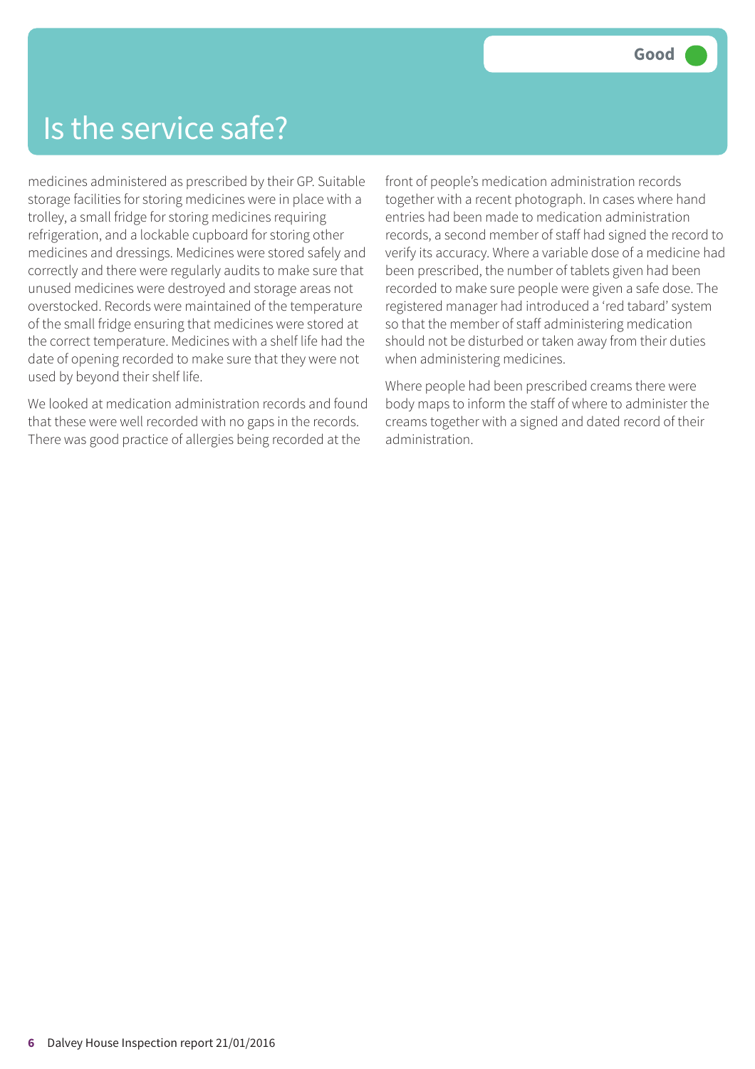# Is the service safe?

Good

medicines administered as prescribed by their GP. Suitable storage facilities for storing medicines were in place with a trolley, a small fridge for storing medicines requiring refrigeration, and a lockable cupboard for storing other medicines and dressings. Medicines were stored safely and correctly and there were regularly audits to make sure that unused medicines were destroyed and storage areas not overstocked. Records were maintained of the temperature of the small fridge ensuring that medicines were stored at the correct temperature. Medicines with a shelf life had the date of opening recorded to make sure that they were not used by beyond their shelf life.

We looked at medication administration records and found that these were well recorded with no gaps in the records. There was good practice of allergies being recorded at the front of people's medication administration records together with a recent photograph. In cases where hand entries had been made to medication administration records, a second member of staff had signed the record to verify its accuracy. Where a variable dose of a medicine had been prescribed, the number of tablets given had been recorded to make sure people were given a safe dose. The registered manager had introduced a 'red tabard' system so that the member of staff administering medication should not be disturbed or taken away from their duties when administering medicines.

Where people had been prescribed creams there were body maps to inform the staff of where to administer the creams together with a signed and dated record of their administration.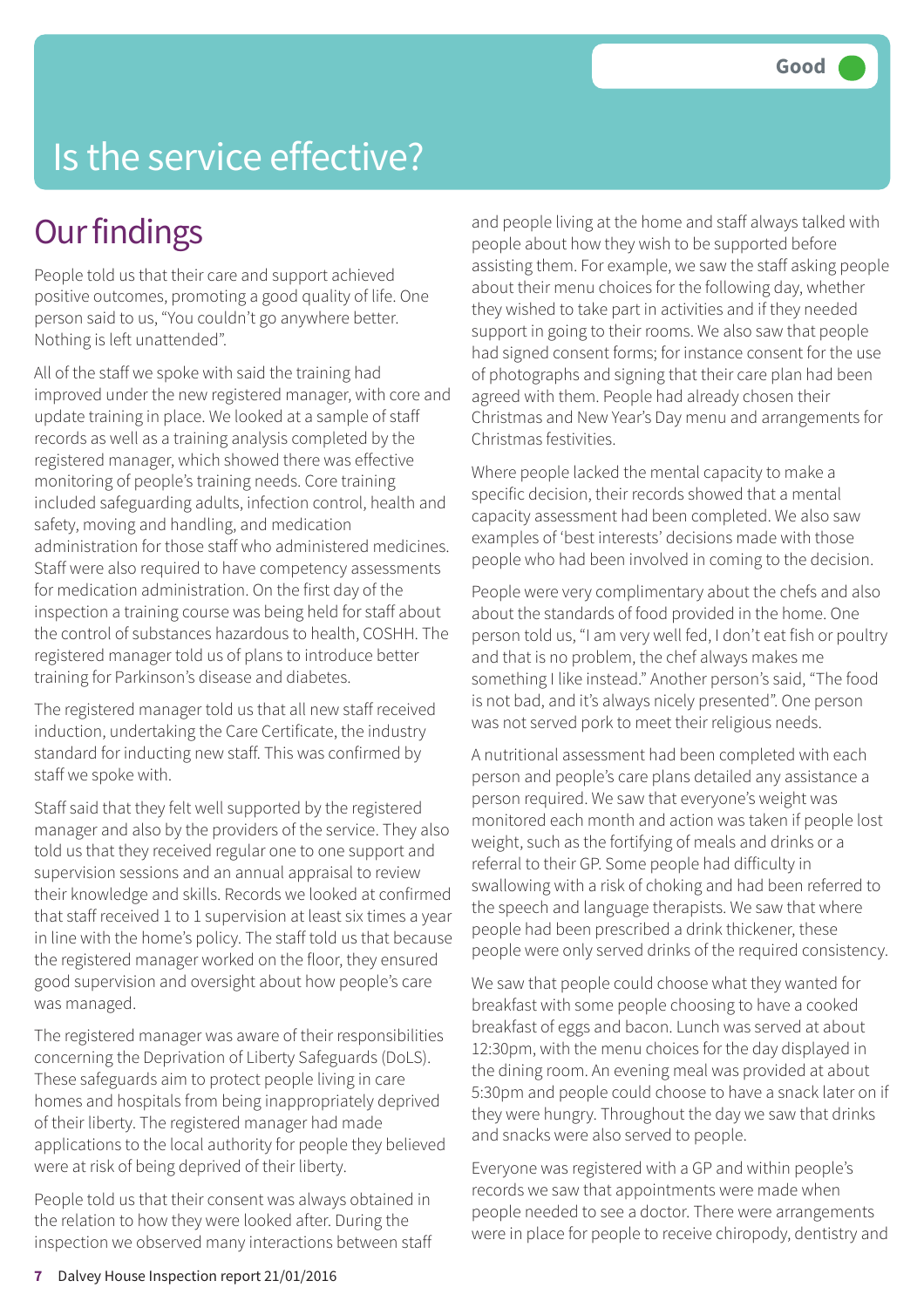Good

# Is the service effective?

## Our findings

People told us that their care and support achieved positive outcomes, promoting a good quality of life. One person said to us, "You couldn't go anywhere better. Nothing is left unattended".

All of the staff we spoke with said the training had improved under the new registered manager, with core and update training in place. We looked at a sample of staff records as well as a training analysis completed by the registered manager, which showed there was effective monitoring of people's training needs. Core training included safeguarding adults, infection control, health and safety, moving and handling, and medication administration for those staff who administered medicines. Staff were also required to have competency assessments for medication administration. On the first day of the inspection a training course was being held for staff about the control of substances hazardous to health, COSHH. The registered manager told us of plans to introduce better training for Parkinson's disease and diabetes.

The registered manager told us that all new staff received induction, undertaking the Care Certificate, the industry standard for inducting new staff. This was confirmed by staff we spoke with.

Staff said that they felt well supported by the registered manager and also by the providers of the service. They also told us that they received regular one to one support and supervision sessions and an annual appraisal to review their knowledge and skills. Records we looked at confirmed that staff received 1 to 1 supervision at least six times a year in line with the home's policy. The staff told us that because the registered manager worked on the floor, they ensured good supervision and oversight about how people's care was managed.

The registered manager was aware of their responsibilities concerning the Deprivation of Liberty Safeguards (DoLS). These safeguards aim to protect people living in care homes and hospitals from being inappropriately deprived of their liberty. The registered manager had made applications to the local authority for people they believed were at risk of being deprived of their liberty.

People told us that their consent was always obtained in the relation to how they were looked after. During the inspection we observed many interactions between staff and people living at the home and staff always talked with people about how they wish to be supported before assisting them. For example, we saw the staff asking people about their menu choices for the following day, whether they wished to take part in activities and if they needed support in going to their rooms. We also saw that people had signed consent forms; for instance consent for the use of photographs and signing that their care plan had been agreed with them. People had already chosen their Christmas and New Year's Day menu and arrangements for Christmas festivities.

Where people lacked the mental capacity to make a specific decision, their records showed that a mental capacity assessment had been completed. We also saw examples of 'best interests' decisions made with those people who had been involved in coming to the decision.

People were very complimentary about the chefs and also about the standards of food provided in the home. One person told us, "I am very well fed, I don't eat fish or poultry and that is no problem, the chef always makes me something I like instead." Another person's said, "The food is not bad, and it's always nicely presented". One person was not served pork to meet their religious needs.

A nutritional assessment had been completed with each person and people's care plans detailed any assistance a person required. We saw that everyone's weight was monitored each month and action was taken if people lost weight, such as the fortifying of meals and drinks or a referral to their GP. Some people had difficulty in swallowing with a risk of choking and had been referred to the speech and language therapists. We saw that where people had been prescribed a drink thickener, these people were only served drinks of the required consistency.

We saw that people could choose what they wanted for breakfast with some people choosing to have a cooked breakfast of eggs and bacon. Lunch was served at about 12:30pm, with the menu choices for the day displayed in the dining room. An evening meal was provided at about 5:30pm and people could choose to have a snack later on if they were hungry. Throughout the day we saw that drinks and snacks were also served to people.

Everyone was registered with a GP and within people's records we saw that appointments were made when people needed to see a doctor. There were arrangements were in place for people to receive chiropody, dentistry and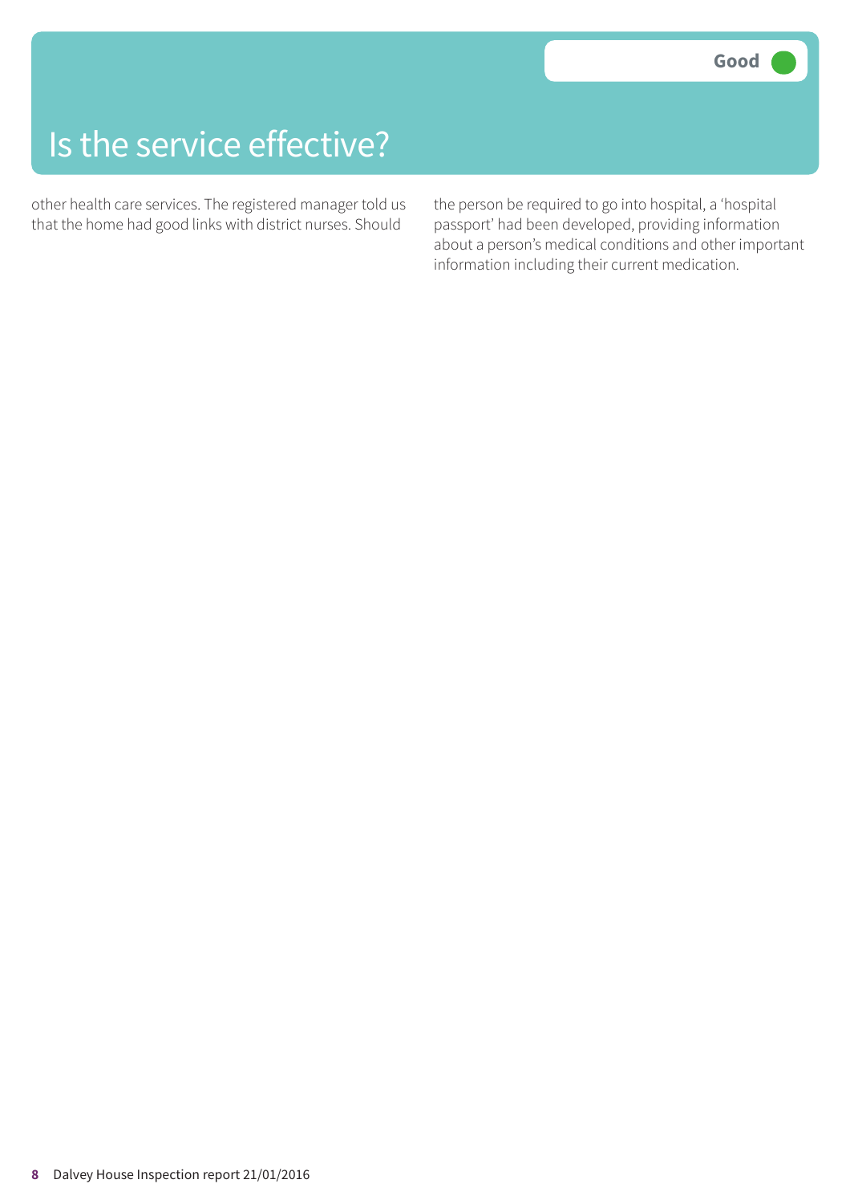# Is the service effective?

Good

other health care services. The registered manager told us that the home had good links with district nurses. Should the person be required to go into hospital, a 'hospital passport' had been developed, providing information about a person's medical conditions and other important information including their current medication.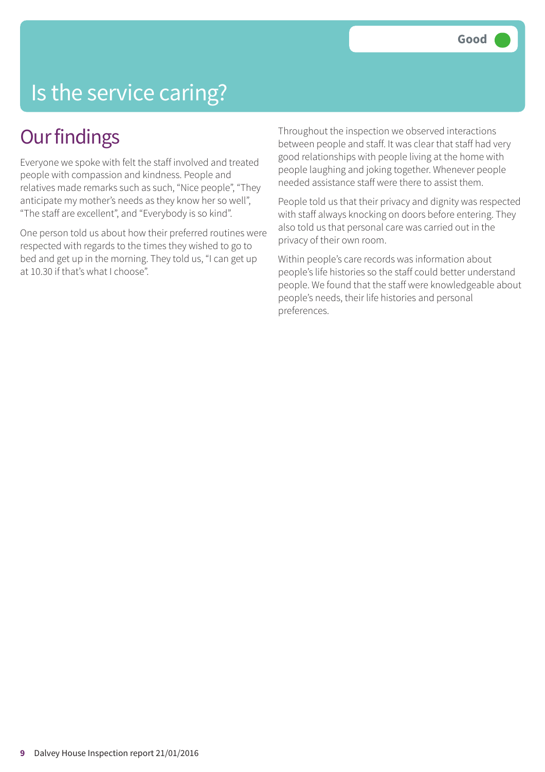Good

# Is the service caring?

## Our findings

Everyone we spoke with felt the staff involved and treated people with compassion and kindness. People and relatives made remarks such as such, "Nice people", "They anticipate my mother's needs as they know her so well", "The staff are excellent", and "Everybody is so kind".

One person told us about how their preferred routines were respected with regards to the times they wished to go to bed and get up in the morning. They told us, "I can get up at 10.30 if that's what I choose".

Throughout the inspection we observed interactions between people and staff. It was clear that staff had very good relationships with people living at the home with people laughing and joking together. Whenever people needed assistance staff were there to assist them.

People told us that their privacy and dignity was respected with staff always knocking on doors before entering. They also told us that personal care was carried out in the privacy of their own room.

Within people's care records was information about people's life histories so the staff could better understand people. We found that the staff were knowledgeable about people's needs, their life histories and personal preferences.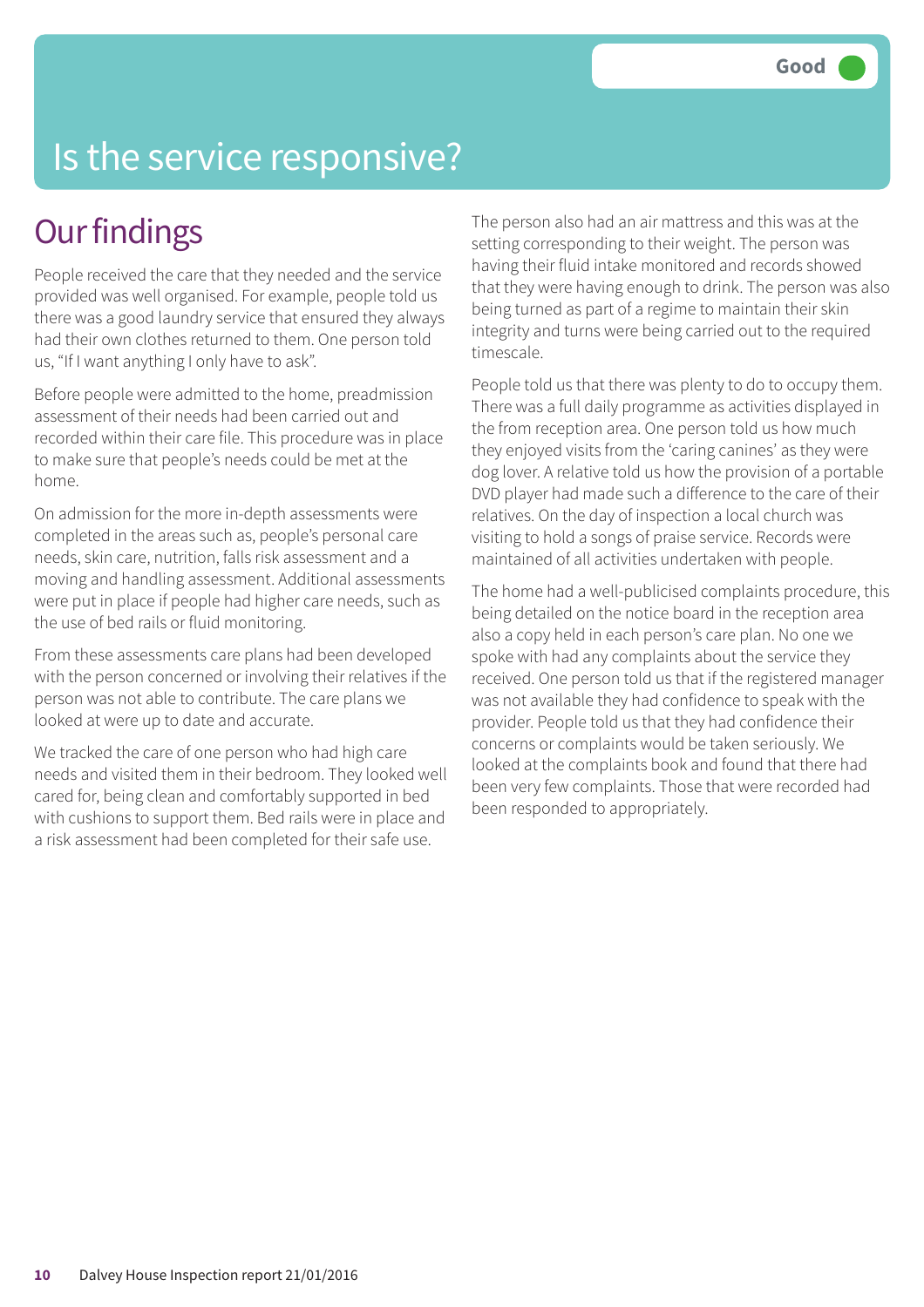Good

# Is the service responsive?

## Our findings

People received the care that they needed and the service provided was well organised. For example, people told us there was a good laundry service that ensured they always had their own clothes returned to them. One person told us, "If I want anything I only have to ask".

Before people were admitted to the home, preadmission assessment of their needs had been carried out and recorded within their care file. This procedure was in place to make sure that people's needs could be met at the home.

On admission for the more in-depth assessments were completed in the areas such as, people's personal care needs, skin care, nutrition, falls risk assessment and a moving and handling assessment. Additional assessments were put in place if people had higher care needs, such as the use of bed rails or fluid monitoring.

From these assessments care plans had been developed with the person concerned or involving their relatives if the person was not able to contribute. The care plans we looked at were up to date and accurate.

We tracked the care of one person who had high care needs and visited them in their bedroom. They looked well cared for, being clean and comfortably supported in bed with cushions to support them. Bed rails were in place and a risk assessment had been completed for their safe use.

The person also had an air mattress and this was at the setting corresponding to their weight. The person was having their fluid intake monitored and records showed that they were having enough to drink. The person was also being turned as part of a regime to maintain their skin integrity and turns were being carried out to the required timescale.

People told us that there was plenty to do to occupy them. There was a full daily programme as activities displayed in the from reception area. One person told us how much they enjoyed visits from the 'caring canines' as they were dog lover. A relative told us how the provision of a portable DVD player had made such a difference to the care of their relatives. On the day of inspection a local church was visiting to hold a songs of praise service. Records were maintained of all activities undertaken with people.

The home had a well-publicised complaints procedure, this being detailed on the notice board in the reception area also a copy held in each person's care plan. No one we spoke with had any complaints about the service they received. One person told us that if the registered manager was not available they had confidence to speak with the provider. People told us that they had confidence their concerns or complaints would be taken seriously. We looked at the complaints book and found that there had been very few complaints. Those that were recorded had been responded to appropriately.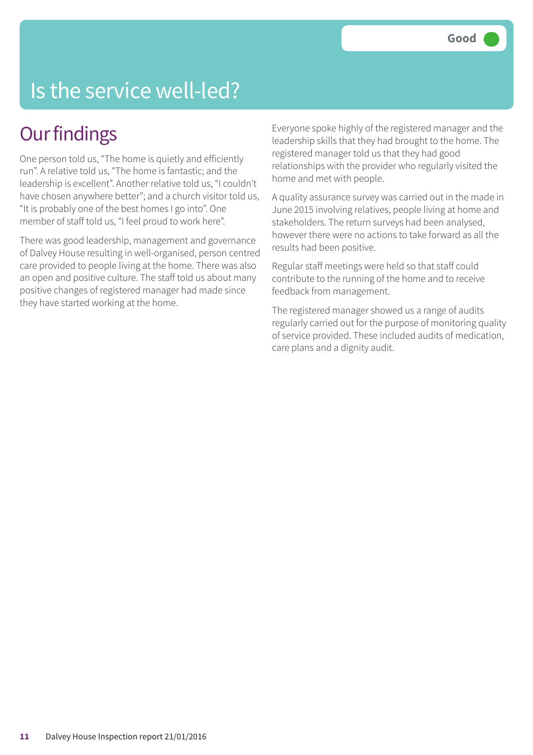Good

# Is the service well-led?

## Our findings

One person told us, “The home is quietly and efficiently run”. A relative told us, “The home is fantastic; and the leadership is excellent”. Another relative told us, “I couldn’t have chosen anywhere better”; and a church visitor told us, “It is probably one of the best homes I go into”. One member of staff told us, “I feel proud to work here”.

There was good leadership, management and governance of Dalvey House resulting in well-organised, person centred care provided to people living at the home. There was also an open and positive culture. The staff told us about many positive changes of registered manager had made since they have started working at the home.

Everyone spoke highly of the registered manager and the leadership skills that they had brought to the home. The registered manager told us that they had good relationships with the provider who regularly visited the home and met with people.

A quality assurance survey was carried out in the made in June 2015 involving relatives, people living at home and stakeholders. The return surveys had been analysed, however there were no actions to take forward as all the results had been positive.

Regular staff meetings were held so that staff could contribute to the running of the home and to receive feedback from management.

The registered manager showed us a range of audits regularly carried out for the purpose of monitoring quality of service provided. These included audits of medication, care plans and a dignity audit.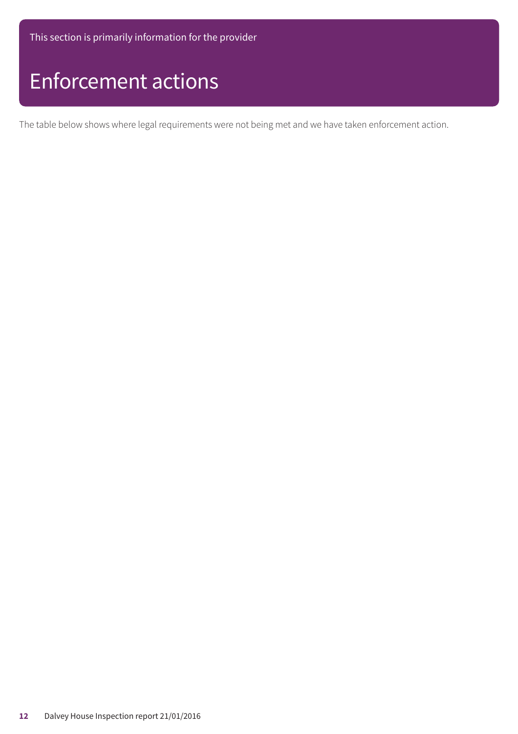This section is primarily information for the provider

# Enforcement actions

The table below shows where legal requirements were not being met and we have taken enforcement action.